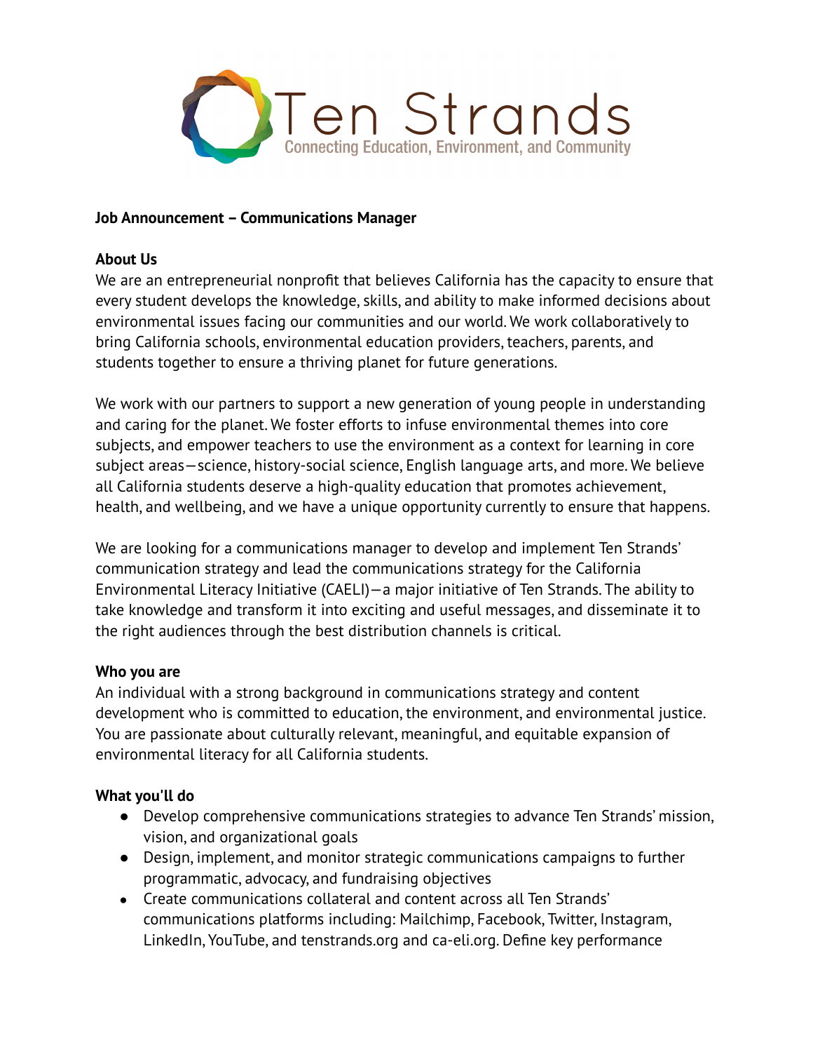Ten Strands
Connecting Education, Environment, and Community

**Job Announcement – Communications Manager**

**About Us**

We are an entrepreneurial nonprofit that believes California has the capacity to ensure that every student develops the knowledge, skills, and ability to make informed decisions about environmental issues facing our communities and our world. We work collaboratively to bring California schools, environmental education providers, teachers, parents, and students together to ensure a thriving planet for future generations.

We work with our partners to support a new generation of young people in understanding and caring for the planet. We foster efforts to infuse environmental themes into core subjects, and empower teachers to use the environment as a context for learning in core subject areas—science, history-social science, English language arts, and more. We believe all California students deserve a high-quality education that promotes achievement, health, and wellbeing, and we have a unique opportunity currently to ensure that happens.

We are looking for a communications manager to develop and implement Ten Strands' communication strategy and lead the communications strategy for the California Environmental Literacy Initiative (CAELI)—a major initiative of Ten Strands. The ability to take knowledge and transform it into exciting and useful messages, and disseminate it to the right audiences through the best distribution channels is critical.

**Who you are**

An individual with a strong background in communications strategy and content development who is committed to education, the environment, and environmental justice. You are passionate about culturally relevant, meaningful, and equitable expansion of environmental literacy for all California students.

**What you'll do**

- Develop comprehensive communications strategies to advance Ten Strands' mission, vision, and organizational goals
- Design, implement, and monitor strategic communications campaigns to further programmatic, advocacy, and fundraising objectives
- Create communications collateral and content across all Ten Strands' communications platforms including: Mailchimp, Facebook, Twitter, Instagram, LinkedIn, YouTube, and tenstrands.org and ca-eli.org. Define key performance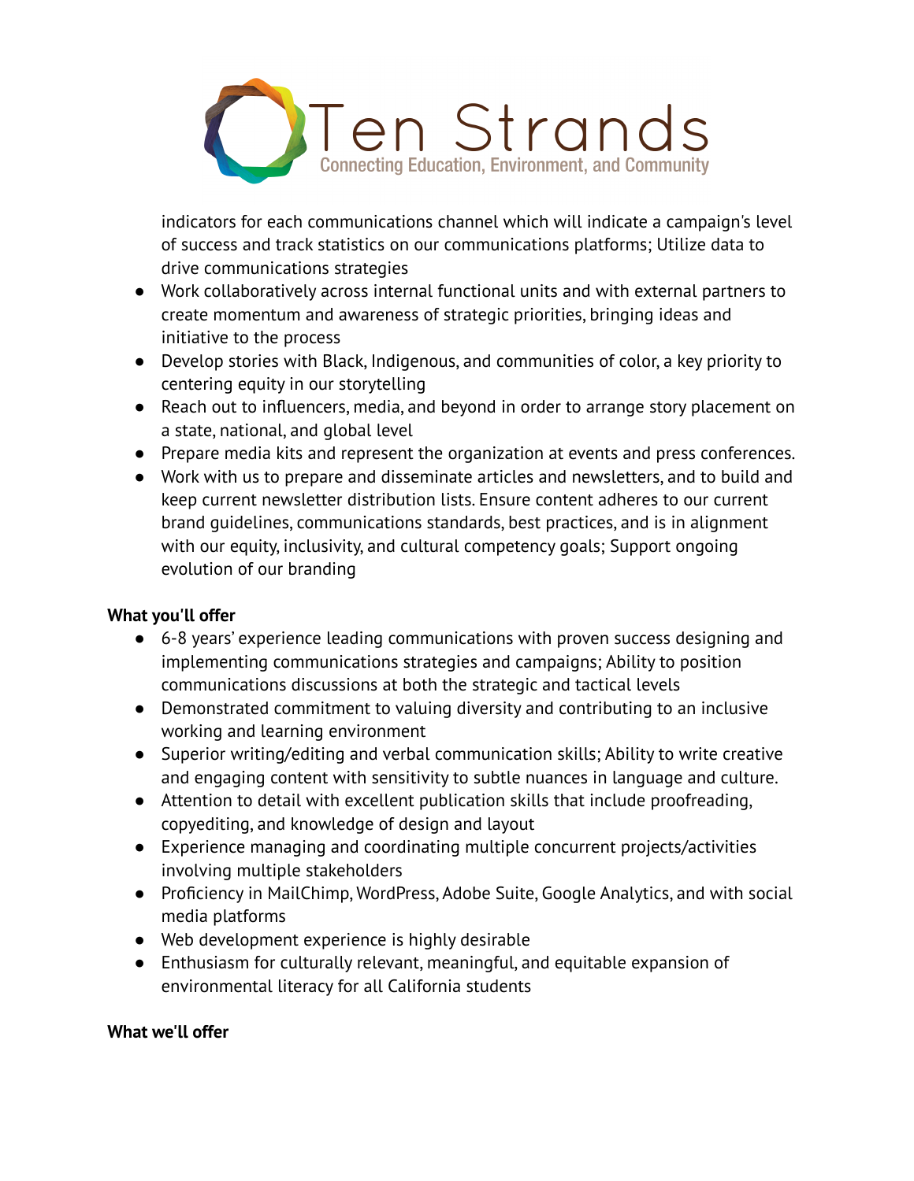indicators for each communications channel which will indicate a campaign's level of success and track statistics on our communications platforms; Utilize data to drive communications strategies
- Work collaboratively across internal functional units and with external partners to create momentum and awareness of strategic priorities, bringing ideas and initiative to the process
- Develop stories with Black, Indigenous, and communities of color, a key priority to centering equity in our storytelling
- Reach out to influencers, media, and beyond in order to arrange story placement on a state, national, and global level
- Prepare media kits and represent the organization at events and press conferences.
- Work with us to prepare and disseminate articles and newsletters, and to build and keep current newsletter distribution lists. Ensure content adheres to our current brand guidelines, communications standards, best practices, and is in alignment with our equity, inclusivity, and cultural competency goals; Support ongoing evolution of our branding

**What you'll offer**

- 6-8 years' experience leading communications with proven success designing and implementing communications strategies and campaigns; Ability to position communications discussions at both the strategic and tactical levels
- Demonstrated commitment to valuing diversity and contributing to an inclusive working and learning environment
- Superior writing/editing and verbal communication skills; Ability to write creative and engaging content with sensitivity to subtle nuances in language and culture.
- Attention to detail with excellent publication skills that include proofreading, copyediting, and knowledge of design and layout
- Experience managing and coordinating multiple concurrent projects/activities involving multiple stakeholders
- Proficiency in MailChimp, WordPress, Adobe Suite, Google Analytics, and with social media platforms
- Web development experience is highly desirable
- Enthusiasm for culturally relevant, meaningful, and equitable expansion of environmental literacy for all California students

**What we'll offer**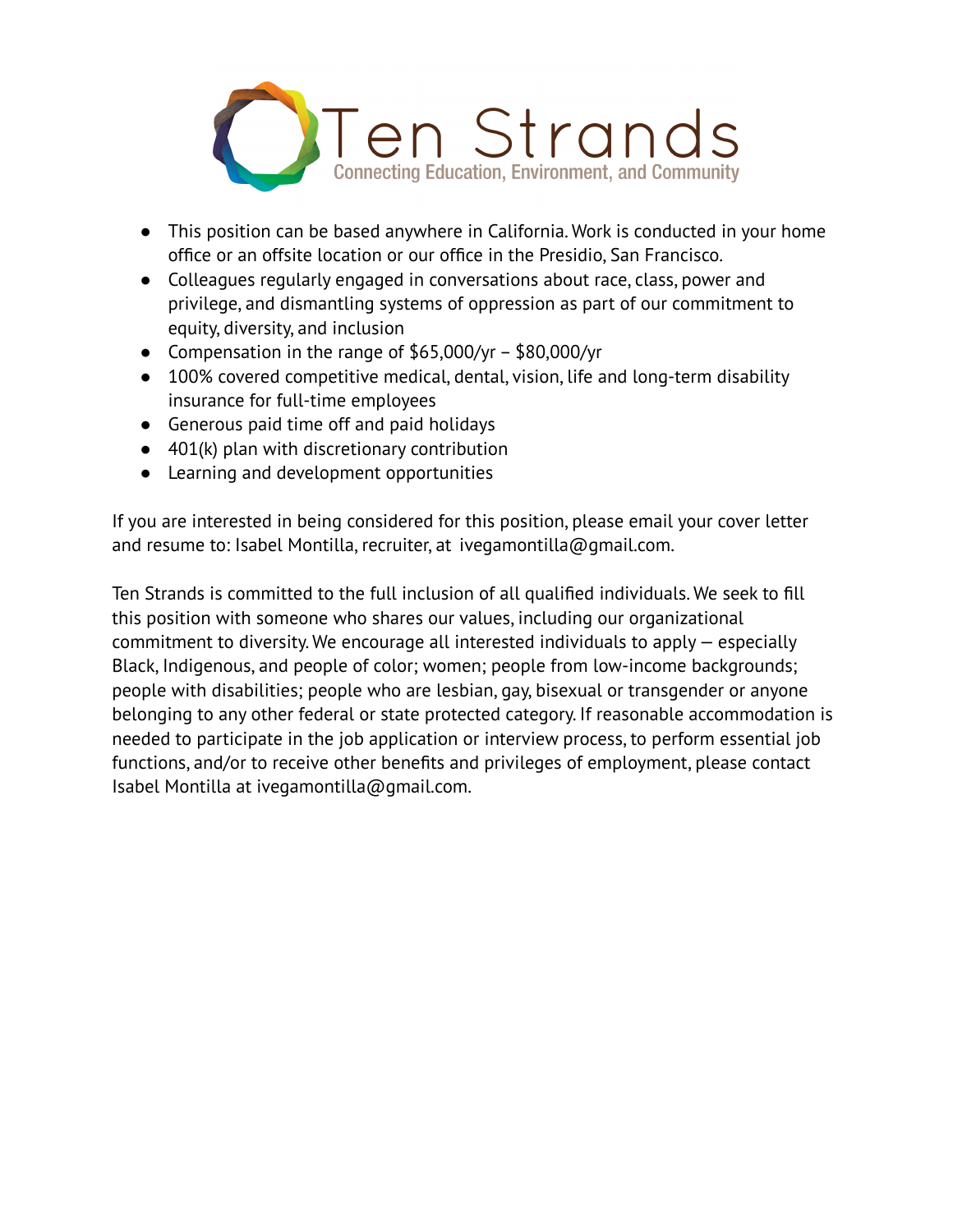Ten Strands

Connecting Education, Environment, and Community

- This position can be based anywhere in California. Work is conducted in your home office or an offsite location or our office in the Presidio, San Francisco.
- Colleagues regularly engaged in conversations about race, class, power and privilege, and dismantling systems of oppression as part of our commitment to equity, diversity, and inclusion
- Compensation in the range of $65,000/yr – $80,000/yr
- 100% covered competitive medical, dental, vision, life and long-term disability insurance for full-time employees
- Generous paid time off and paid holidays
- 401(k) plan with discretionary contribution
- Learning and development opportunities

If you are interested in being considered for this position, please email your cover letter and resume to: Isabel Montilla, recruiter, at ivegamontilla@gmail.com.

Ten Strands is committed to the full inclusion of all qualified individuals. We seek to fill this position with someone who shares our values, including our organizational commitment to diversity. We encourage all interested individuals to apply — especially Black, Indigenous, and people of color; women; people from low-income backgrounds; people with disabilities; people who are lesbian, gay, bisexual or transgender or anyone belonging to any other federal or state protected category. If reasonable accommodation is needed to participate in the job application or interview process, to perform essential job functions, and/or to receive other benefits and privileges of employment, please contact Isabel Montilla at ivegamontilla@gmail.com.